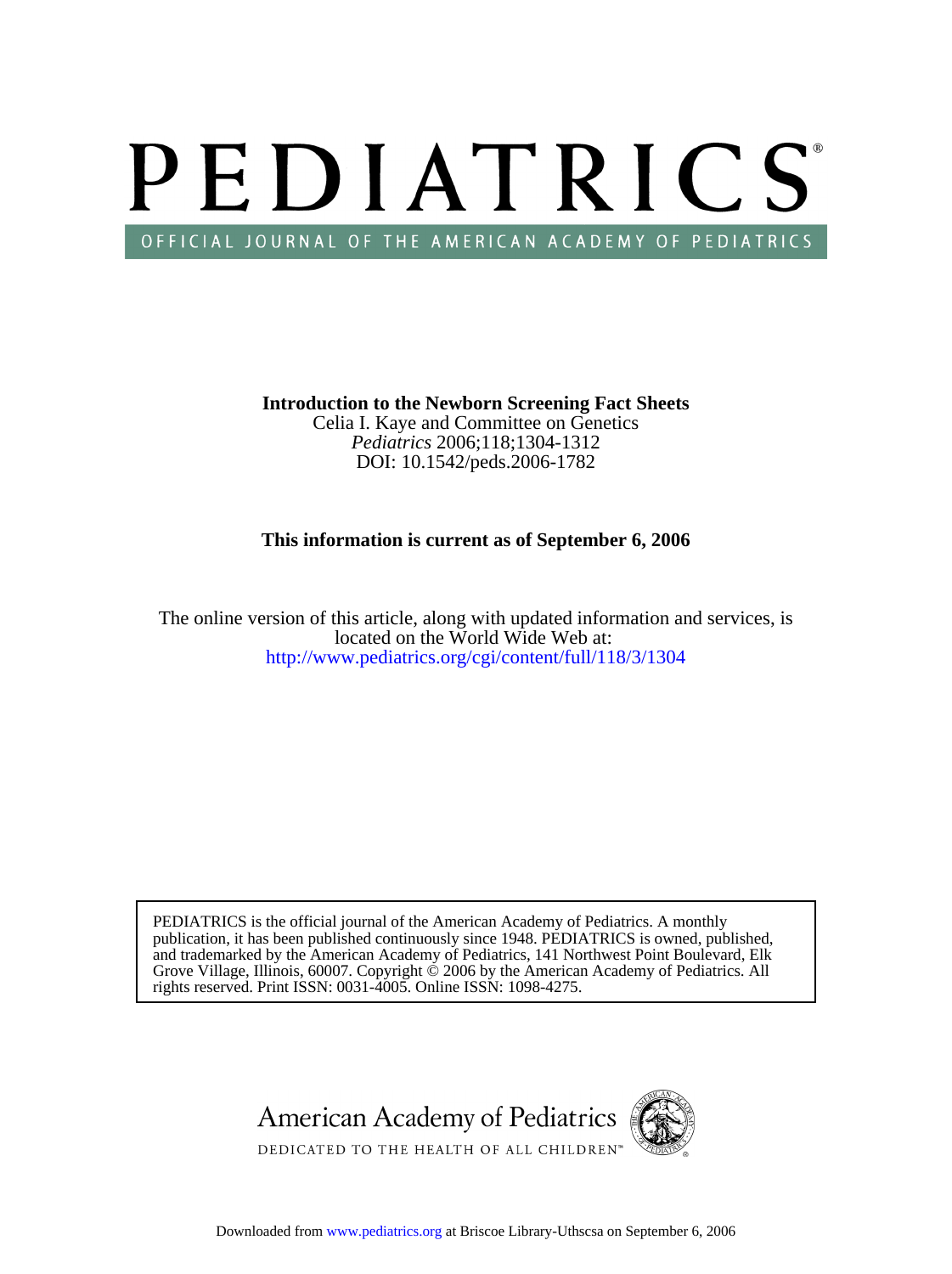# PEDIATRICS

OFFICIAL JOURNAL OF THE AMERICAN ACADEMY OF PEDIATRICS

**Introduction to the Newborn Screening Fact Sheets**

Celia I. Kaye and Committee on Genetics

*Pediatrics* 2006;118;1304-1312

DOI: 10.1542/peds.2006-1782

**This information is current as of September 6, 2006**

The online version of this article, along with updated information and services, is located on the World Wide Web at:

http://www.pediatrics.org/cgi/content/full/118/3/1304

PEDIATRICS is the official journal of the American Academy of Pediatrics. A monthly publication, it has been published continuously since 1948. PEDIATRICS is owned, published, and trademarked by the American Academy of Pediatrics, 141 Northwest Point Boulevard, Elk Grove Village, Illinois, 60007. Copyright © 2006 by the American Academy of Pediatrics. All rights reserved. Print ISSN: 0031-4005. Online ISSN: 1098-4275.

American Academy of Pediatrics

DEDICATED TO THE HEALTH OF ALL CHILDREN™

Downloaded from www.pediatrics.org at Briscoe Library-Uthscsa on September 6, 2006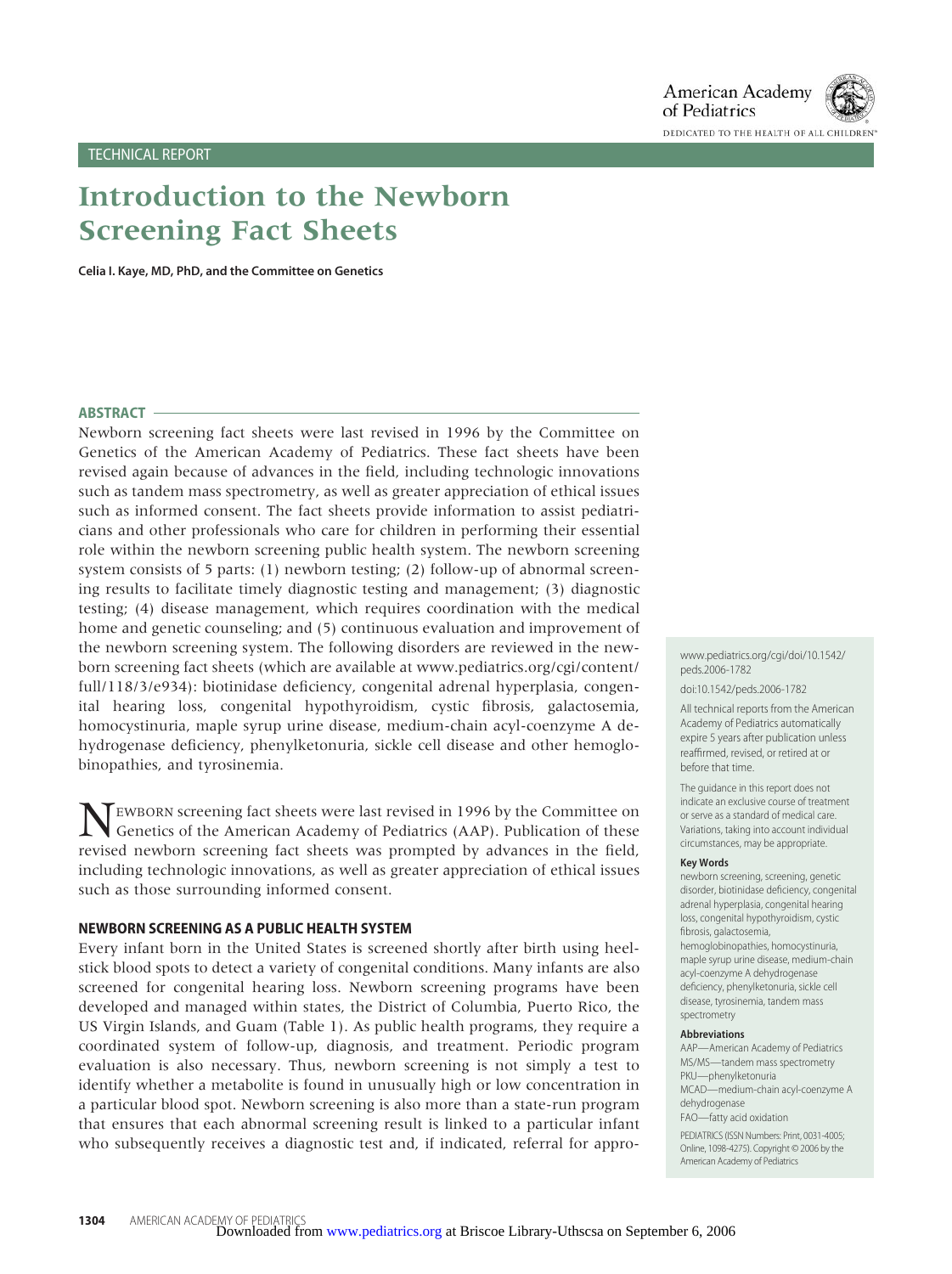TECHNICAL REPORT

# Introduction to the Newborn Screening Fact Sheets

**Celia I. Kaye, MD, PhD, and the Committee on Genetics**

## ABSTRACT

Newborn screening fact sheets were last revised in 1996 by the Committee on Genetics of the American Academy of Pediatrics. These fact sheets have been revised again because of advances in the field, including technologic innovations such as tandem mass spectrometry, as well as greater appreciation of ethical issues such as informed consent. The fact sheets provide information to assist pediatricians and other professionals who care for children in performing their essential role within the newborn screening public health system. The newborn screening system consists of 5 parts: (1) newborn testing; (2) follow-up of abnormal screening results to facilitate timely diagnostic testing and management; (3) diagnostic testing; (4) disease management, which requires coordination with the medical home and genetic counseling; and (5) continuous evaluation and improvement of the newborn screening system. The following disorders are reviewed in the newborn screening fact sheets (which are available at www.pediatrics.org/cgi/content/full/118/3/e934): biotinidase deficiency, congenital adrenal hyperplasia, congenital hearing loss, congenital hypothyroidism, cystic fibrosis, galactosemia, homocystinuria, maple syrup urine disease, medium-chain acyl-coenzyme A dehydrogenase deficiency, phenylketonuria, sickle cell disease and other hemoglobinopathies, and tyrosinemia.

NEWBORN screening fact sheets were last revised in 1996 by the Committee on Genetics of the American Academy of Pediatrics (AAP). Publication of these revised newborn screening fact sheets was prompted by advances in the field, including technologic innovations, as well as greater appreciation of ethical issues such as those surrounding informed consent.

## NEWBORN SCREENING AS A PUBLIC HEALTH SYSTEM

Every infant born in the United States is screened shortly after birth using heelstick blood spots to detect a variety of congenital conditions. Many infants are also screened for congenital hearing loss. Newborn screening programs have been developed and managed within states, the District of Columbia, Puerto Rico, the US Virgin Islands, and Guam (Table 1). As public health programs, they require a coordinated system of follow-up, diagnosis, and treatment. Periodic program evaluation is also necessary. Thus, newborn screening is not simply a test to identify whether a metabolite is found in unusually high or low concentration in a particular blood spot. Newborn screening is also more than a state-run program that ensures that each abnormal screening result is linked to a particular infant who subsequently receives a diagnostic test and, if indicated, referral for appro-

www.pediatrics.org/cgi/doi/10.1542/peds.2006-1782

doi:10.1542/peds.2006-1782

All technical reports from the American Academy of Pediatrics automatically expire 5 years after publication unless reaffirmed, revised, or retired at or before that time.

The guidance in this report does not indicate an exclusive course of treatment or serve as a standard of medical care. Variations, taking into account individual circumstances, may be appropriate.

**Key Words**

newborn screening, screening, genetic disorder, biotinidase deficiency, congenital adrenal hyperplasia, congenital hearing loss, congenital hypothyroidism, cystic fibrosis, galactosemia, hemoglobinopathies, homocystinuria, maple syrup urine disease, medium-chain acyl-coenzyme A dehydrogenase deficiency, phenylketonuria, sickle cell disease, tyrosinemia, tandem mass spectrometry

**Abbreviations**

AAP—American Academy of Pediatrics
MS/MS—tandem mass spectrometry
PKU—phenylketonuria
MCAD—medium-chain acyl-coenzyme A dehydrogenase
FAO—fatty acid oxidation

PEDIATRICS (ISSN Numbers: Print, 0031-4005; Online, 1098-4275). Copyright © 2006 by the American Academy of Pediatrics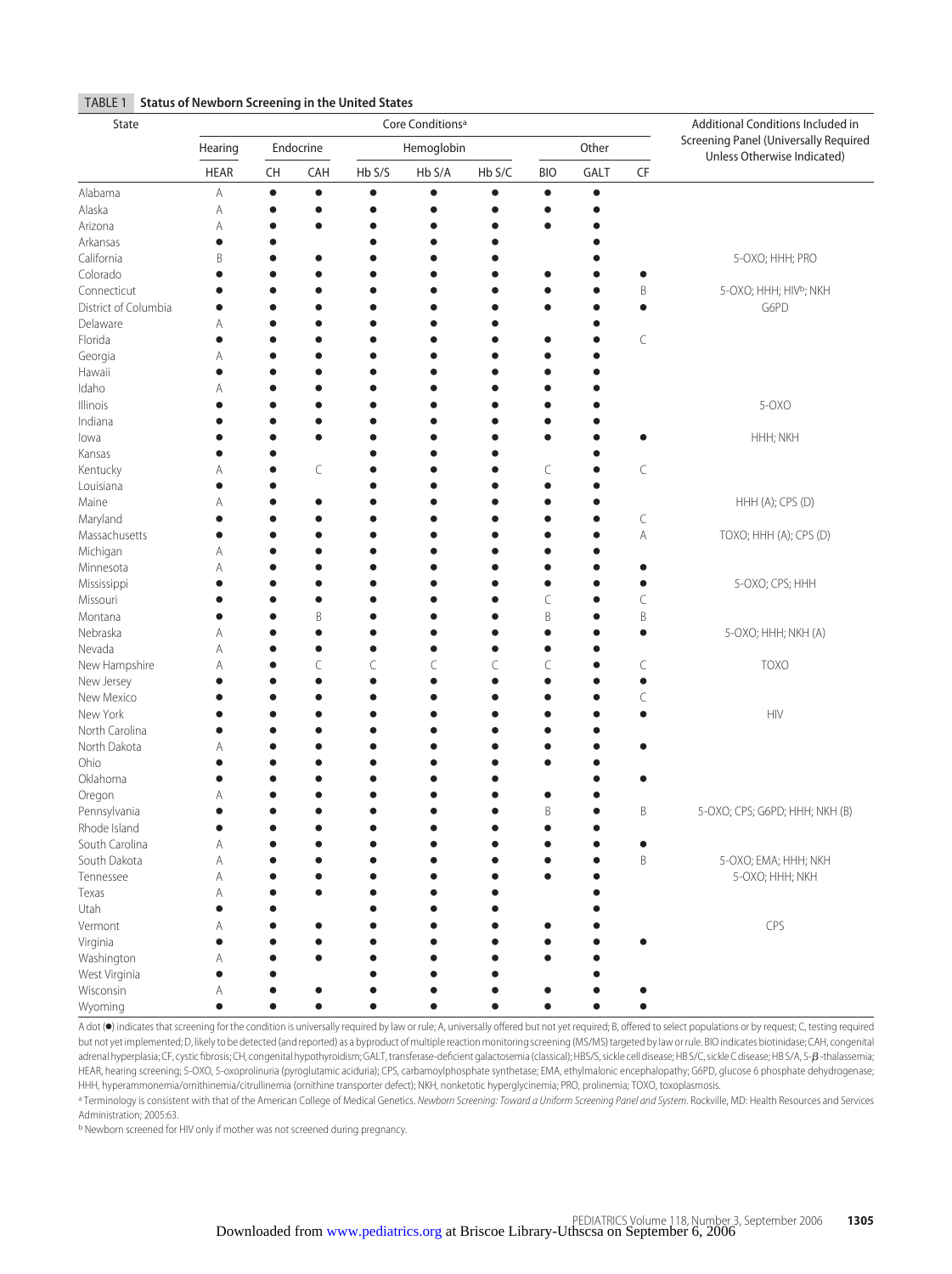**TABLE 1 Status of Newborn Screening in the United States**

| State | Core Conditions[a] | | | | | | | | | Additional Conditions Included in Screening Panel (Universally Required Unless Otherwise Indicated) |
|---|---|---|---|---|---|---|---|---|---|---|
| | Hearing | Endocrine | | Hemoglobin | | | Other | | | |
| | HEAR | CH | CAH | Hb S/S | Hb S/A | Hb S/C | BIO | GALT | CF | |
| Alabama | A | ● | ● | ● | ● | ● | ● | ● | | |
| Alaska | A | ● | ● | ● | ● | ● | ● | ● | | |
| Arizona | A | ● | ● | ● | ● | ● | ● | ● | | |
| Arkansas | ● | ● | | ● | ● | ● | | ● | | |
| California | B | ● | ● | ● | ● | ● | | ● | | 5-OXO; HHH; PRO |
| Colorado | ● | ● | ● | ● | ● | ● | ● | ● | ● | |
| Connecticut | ● | ● | ● | ● | ● | ● | ● | ● | B | 5-OXO; HHH; HIV[b]; NKH |
| District of Columbia | ● | ● | ● | ● | ● | ● | ● | ● | ● | G6PD |
| Delaware | A | ● | ● | ● | ● | ● | | ● | | |
| Florida | ● | ● | ● | ● | ● | ● | ● | ● | C | |
| Georgia | A | ● | ● | ● | ● | ● | ● | ● | | |
| Hawaii | ● | ● | ● | ● | ● | ● | ● | ● | | |
| Idaho | A | ● | ● | ● | ● | ● | ● | ● | | |
| Illinois | ● | ● | ● | ● | ● | ● | ● | ● | | 5-OXO |
| Indiana | ● | ● | ● | ● | ● | ● | ● | ● | | |
| Iowa | ● | ● | ● | ● | ● | ● | ● | ● | ● | HHH; NKH |
| Kansas | ● | ● | | ● | ● | ● | | ● | | |
| Kentucky | A | ● | C | ● | ● | ● | C | ● | C | |
| Louisiana | ● | ● | | ● | ● | ● | ● | ● | | |
| Maine | A | ● | ● | ● | ● | ● | ● | ● | | HHH (A); CPS (D) |
| Maryland | ● | ● | ● | ● | ● | ● | ● | ● | C | |
| Massachusetts | ● | ● | ● | ● | ● | ● | ● | ● | A | TOXO; HHH (A); CPS (D) |
| Michigan | A | ● | ● | ● | ● | ● | ● | ● | | |
| Minnesota | A | ● | ● | ● | ● | ● | ● | ● | ● | |
| Mississippi | ● | ● | ● | ● | ● | ● | ● | ● | ● | 5-OXO; CPS; HHH |
| Missouri | ● | ● | ● | ● | ● | ● | C | ● | C | |
| Montana | ● | ● | B | ● | ● | ● | B | ● | B | |
| Nebraska | A | ● | ● | ● | ● | ● | ● | ● | ● | 5-OXO; HHH; NKH (A) |
| Nevada | A | ● | ● | ● | ● | ● | ● | ● | | |
| New Hampshire | A | ● | C | C | C | C | C | ● | C | TOXO |
| New Jersey | ● | ● | ● | ● | ● | ● | ● | ● | ● | |
| New Mexico | ● | ● | ● | ● | ● | ● | ● | ● | C | |
| New York | ● | ● | ● | ● | ● | ● | ● | ● | ● | HIV |
| North Carolina | ● | ● | ● | ● | ● | ● | ● | ● | | |
| North Dakota | A | ● | ● | ● | ● | ● | ● | ● | ● | |
| Ohio | ● | ● | ● | ● | ● | ● | ● | ● | | |
| Oklahoma | ● | ● | ● | ● | ● | ● | | ● | ● | |
| Oregon | A | ● | ● | ● | ● | ● | ● | ● | | |
| Pennsylvania | ● | ● | ● | ● | ● | ● | B | ● | B | 5-OXO; CPS; G6PD; HHH; NKH (B) |
| Rhode Island | ● | ● | ● | ● | ● | ● | ● | ● | | |
| South Carolina | A | ● | ● | ● | ● | ● | ● | ● | ● | |
| South Dakota | A | ● | ● | ● | ● | ● | ● | ● | B | 5-OXO; EMA; HHH; NKH |
| Tennessee | A | ● | ● | ● | ● | ● | ● | ● | | 5-OXO; HHH; NKH |
| Texas | A | ● | ● | ● | ● | ● | | ● | | |
| Utah | ● | ● | | ● | ● | ● | | ● | | |
| Vermont | A | ● | ● | ● | ● | ● | ● | ● | | CPS |
| Virginia | ● | ● | ● | ● | ● | ● | ● | ● | ● | |
| Washington | A | ● | ● | ● | ● | ● | ● | ● | | |
| West Virginia | ● | ● | | ● | ● | ● | | ● | | |
| Wisconsin | A | ● | ● | ● | ● | ● | ● | ● | ● | |
| Wyoming | ● | ● | ● | ● | ● | ● | ● | ● | ● | |

A dot (●) indicates that screening for the condition is universally required by law or rule; A, universally offered but not yet required; B, offered to select populations or by request; C, testing required but not yet implemented; D, likely to be detected (and reported) as a byproduct of multiple reaction monitoring screening (MS/MS) targeted by law or rule. BIO indicates biotinidase; CAH, congenital adrenal hyperplasia; CF, cystic fibrosis; CH, congenital hypothyroidism; GALT, transferase-deficient galactosemia (classical); HBS/S, sickle cell disease; HB S/C, sickle C disease; HB S/A, S-$\beta$-thalassemia; HEAR, hearing screening; 5-OXO, 5-oxoprolinuria (pyroglutamic aciduria); CPS, carbamoylphosphate synthetase; EMA, ethylmalonic encephalopathy; G6PD, glucose 6 phosphate dehydrogenase; HHH, hyperammonemia/ornithinemia/citrullinemia (ornithine transporter defect); NKH, nonketotic hyperglycinemia; PRO, prolinemia; TOXO, toxoplasmosis.

[a] Terminology is consistent with that of the American College of Medical Genetics. *Newborn Screening: Toward a Uniform Screening Panel and System*. Rockville, MD: Health Resources and Services Administration; 2005:63.

[b] Newborn screened for HIV only if mother was not screened during pregnancy.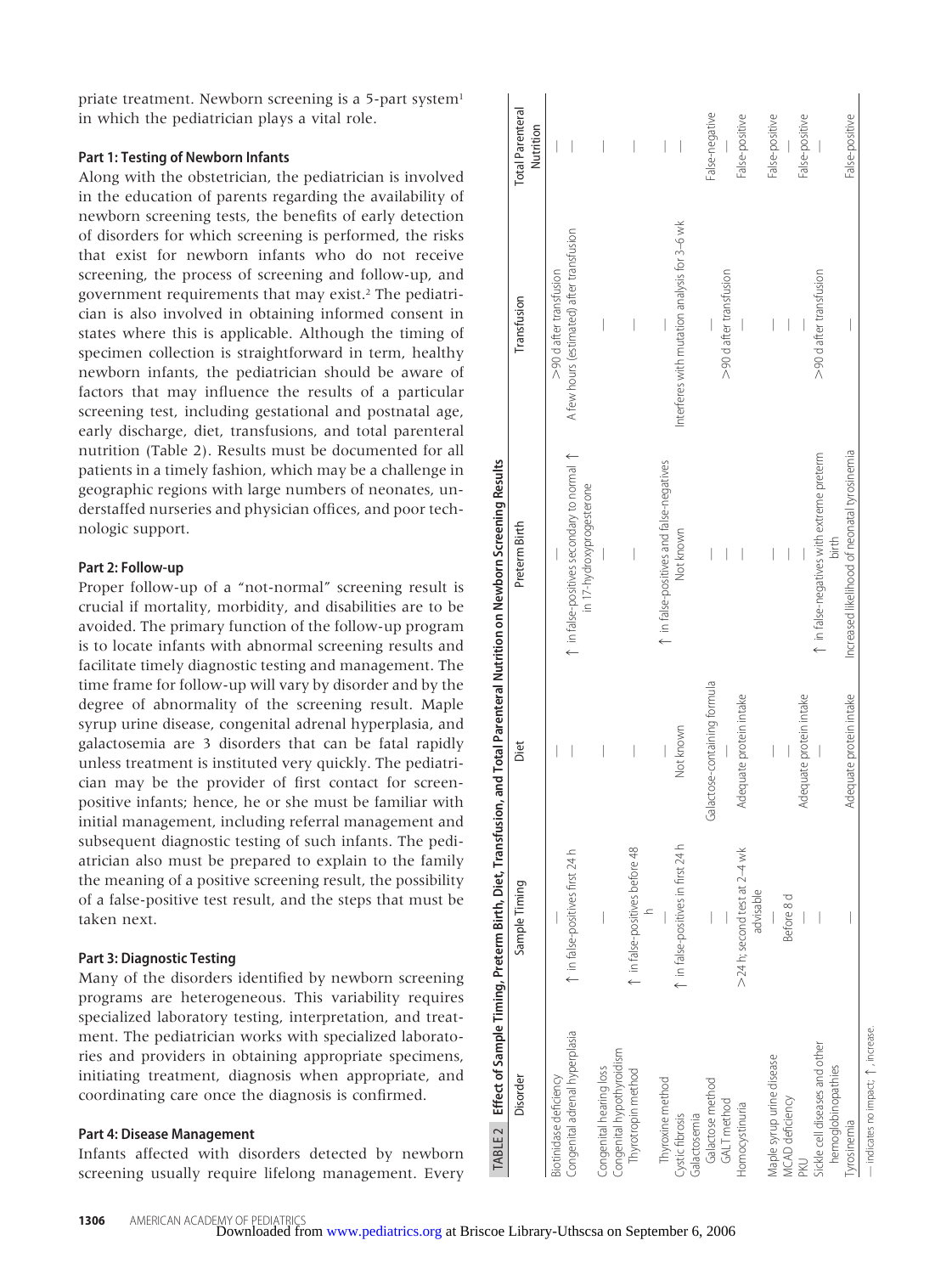priate treatment. Newborn screening is a 5-part system[1] in which the pediatrician plays a vital role.

### Part 1: Testing of Newborn Infants

Along with the obstetrician, the pediatrician is involved in the education of parents regarding the availability of newborn screening tests, the benefits of early detection of disorders for which screening is performed, the risks that exist for newborn infants who do not receive screening, the process of screening and follow-up, and government requirements that may exist.[2] The pediatrician is also involved in obtaining informed consent in states where this is applicable. Although the timing of specimen collection is straightforward in term, healthy newborn infants, the pediatrician should be aware of factors that may influence the results of a particular screening test, including gestational and postnatal age, early discharge, diet, transfusions, and total parenteral nutrition (Table 2). Results must be documented for all patients in a timely fashion, which may be a challenge in geographic regions with large numbers of neonates, understaffed nurseries and physician offices, and poor technologic support.

### Part 2: Follow-up

Proper follow-up of a "not-normal" screening result is crucial if mortality, morbidity, and disabilities are to be avoided. The primary function of the follow-up program is to locate infants with abnormal screening results and facilitate timely diagnostic testing and management. The time frame for follow-up will vary by disorder and by the degree of abnormality of the screening result. Maple syrup urine disease, congenital adrenal hyperplasia, and galactosemia are 3 disorders that can be fatal rapidly unless treatment is instituted very quickly. The pediatrician may be the provider of first contact for screen-positive infants; hence, he or she must be familiar with initial management, including referral management and subsequent diagnostic testing of such infants. The pediatrician also must be prepared to explain to the family the meaning of a positive screening result, the possibility of a false-positive test result, and the steps that must be taken next.

### Part 3: Diagnostic Testing

Many of the disorders identified by newborn screening programs are heterogeneous. This variability requires specialized laboratory testing, interpretation, and treatment. The pediatrician works with specialized laboratories and providers in obtaining appropriate specimens, initiating treatment, diagnosis when appropriate, and coordinating care once the diagnosis is confirmed.

### Part 4: Disease Management

Infants affected with disorders detected by newborn screening usually require lifelong management. Every

**TABLE 2 Effect of Sample Timing, Preterm Birth, Diet, Transfusion, and Total Parenteral Nutrition on Newborn Screening Results**

| Disorder | Sample Timing | Diet | Preterm Birth | Transfusion | Total Parenteral Nutrition |
|---|---|---|---|---|---|
| Biotinidase deficiency | — | — | — | >90 d after transfusion | — |
| Congenital adrenal hyperplasia | ↑ in false-positives first 24 h | — | ↑ in false-positives secondary to normal ↑ in 17-hydroxyprogesterone | A few hours (estimated) after transfusion | — |
| Congenital hearing loss | — | — | — | — | — |
| Congenital hypothyroidism | | | | | |
| Thyrotropin method | ↑ in false-positives before 48 h | — | — | — | — |
| Thyroxine method | — | — | ↑ in false-positives and false-negatives | — | — |
| Cystic fibrosis | ↑ in false-positives in first 24 h | Not known | Not known | Interferes with mutation analysis for 3–6 wk | — |
| Galactosemia | | | | | |
| Galactose method | — | Galactose-containing formula | — | — | False-negative |
| GALT method | — | — | — | >90 d after transfusion | — |
| Homocystinuria | >24 h; second test at 2–4 wk advisable | Adequate protein intake | — | — | False-positive |
| Maple syrup urine disease | — | — | — | — | False-positive |
| MCAD deficiency | Before 8 d | — | — | — | — |
| PKU | — | Adequate protein intake | — | — | False-positive |
| Sickle cell diseases and other hemoglobinopathies | — | — | ↑ in false-negatives with extreme preterm birth | >90 d after transfusion | — |
| Tyrosinemia | — | Adequate protein intake | Increased likelihood of neonatal tyrosinemia | — | False-positive |

— indicates no impact; ↑, increase.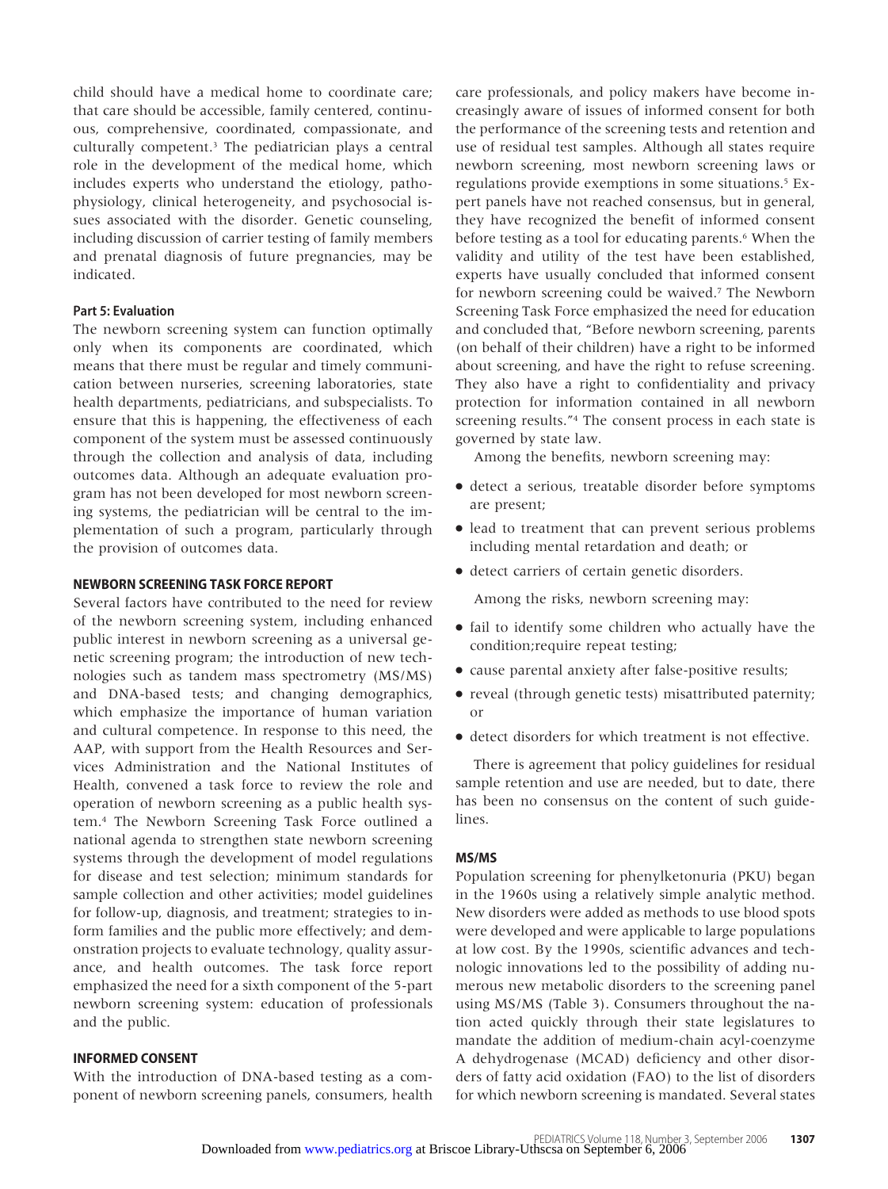child should have a medical home to coordinate care; that care should be accessible, family centered, continuous, comprehensive, coordinated, compassionate, and culturally competent.[3] The pediatrician plays a central role in the development of the medical home, which includes experts who understand the etiology, pathophysiology, clinical heterogeneity, and psychosocial issues associated with the disorder. Genetic counseling, including discussion of carrier testing of family members and prenatal diagnosis of future pregnancies, may be indicated.

#### Part 5: Evaluation

The newborn screening system can function optimally only when its components are coordinated, which means that there must be regular and timely communication between nurseries, screening laboratories, state health departments, pediatricians, and subspecialists. To ensure that this is happening, the effectiveness of each component of the system must be assessed continuously through the collection and analysis of data, including outcomes data. Although an adequate evaluation program has not been developed for most newborn screening systems, the pediatrician will be central to the implementation of such a program, particularly through the provision of outcomes data.

### NEWBORN SCREENING TASK FORCE REPORT

Several factors have contributed to the need for review of the newborn screening system, including enhanced public interest in newborn screening as a universal genetic screening program; the introduction of new technologies such as tandem mass spectrometry (MS/MS) and DNA-based tests; and changing demographics, which emphasize the importance of human variation and cultural competence. In response to this need, the AAP, with support from the Health Resources and Services Administration and the National Institutes of Health, convened a task force to review the role and operation of newborn screening as a public health system.[4] The Newborn Screening Task Force outlined a national agenda to strengthen state newborn screening systems through the development of model regulations for disease and test selection; minimum standards for sample collection and other activities; model guidelines for follow-up, diagnosis, and treatment; strategies to inform families and the public more effectively; and demonstration projects to evaluate technology, quality assurance, and health outcomes. The task force report emphasized the need for a sixth component of the 5-part newborn screening system: education of professionals and the public.

### INFORMED CONSENT

With the introduction of DNA-based testing as a component of newborn screening panels, consumers, health care professionals, and policy makers have become increasingly aware of issues of informed consent for both the performance of the screening tests and retention and use of residual test samples. Although all states require newborn screening, most newborn screening laws or regulations provide exemptions in some situations.[5] Expert panels have not reached consensus, but in general, they have recognized the benefit of informed consent before testing as a tool for educating parents.[6] When the validity and utility of the test have been established, experts have usually concluded that informed consent for newborn screening could be waived.[7] The Newborn Screening Task Force emphasized the need for education and concluded that, "Before newborn screening, parents (on behalf of their children) have a right to be informed about screening, and have the right to refuse screening. They also have a right to confidentiality and privacy protection for information contained in all newborn screening results."[4] The consent process in each state is governed by state law.

Among the benefits, newborn screening may:

- detect a serious, treatable disorder before symptoms are present;
- lead to treatment that can prevent serious problems including mental retardation and death; or
- detect carriers of certain genetic disorders.

Among the risks, newborn screening may:

- fail to identify some children who actually have the condition;require repeat testing;
- cause parental anxiety after false-positive results;
- reveal (through genetic tests) misattributed paternity; or
- detect disorders for which treatment is not effective.

There is agreement that policy guidelines for residual sample retention and use are needed, but to date, there has been no consensus on the content of such guidelines.

### MS/MS

Population screening for phenylketonuria (PKU) began in the 1960s using a relatively simple analytic method. New disorders were added as methods to use blood spots were developed and were applicable to large populations at low cost. By the 1990s, scientific advances and technologic innovations led to the possibility of adding numerous new metabolic disorders to the screening panel using MS/MS (Table 3). Consumers throughout the nation acted quickly through their state legislatures to mandate the addition of medium-chain acyl-coenzyme A dehydrogenase (MCAD) deficiency and other disorders of fatty acid oxidation (FAO) to the list of disorders for which newborn screening is mandated. Several states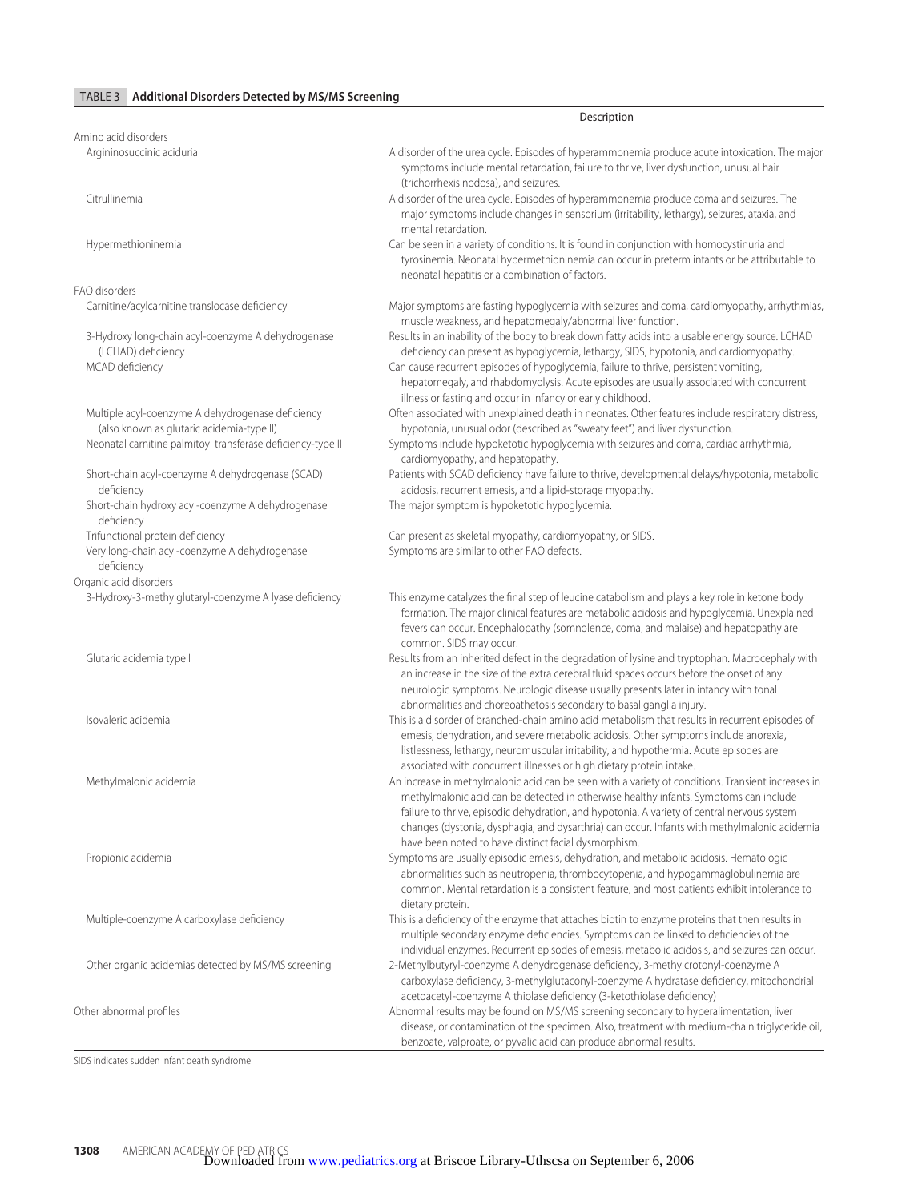**TABLE 3 Additional Disorders Detected by MS/MS Screening**

| | Description |
|---|---|
| Amino acid disorders | |
| Argininosuccinic aciduria | A disorder of the urea cycle. Episodes of hyperammonemia produce acute intoxication. The major symptoms include mental retardation, failure to thrive, liver dysfunction, unusual hair (trichorrhexis nodosa), and seizures. |
| Citrullinemia | A disorder of the urea cycle. Episodes of hyperammonemia produce coma and seizures. The major symptoms include changes in sensorium (irritability, lethargy), seizures, ataxia, and mental retardation. |
| Hypermethioninemia | Can be seen in a variety of conditions. It is found in conjunction with homocystinuria and tyrosinemia. Neonatal hypermethioninemia can occur in preterm infants or be attributable to neonatal hepatitis or a combination of factors. |
| FAO disorders | |
| Carnitine/acylcarnitine translocase deficiency | Major symptoms are fasting hypoglycemia with seizures and coma, cardiomyopathy, arrhythmias, muscle weakness, and hepatomegaly/abnormal liver function. |
| 3-Hydroxy long-chain acyl-coenzyme A dehydrogenase (LCHAD) deficiency | Results in an inability of the body to break down fatty acids into a usable energy source. LCHAD deficiency can present as hypoglycemia, lethargy, SIDS, hypotonia, and cardiomyopathy. |
| MCAD deficiency | Can cause recurrent episodes of hypoglycemia, failure to thrive, persistent vomiting, hepatomegaly, and rhabdomyolysis. Acute episodes are usually associated with concurrent illness or fasting and occur in infancy or early childhood. |
| Multiple acyl-coenzyme A dehydrogenase deficiency (also known as glutaric acidemia-type II) | Often associated with unexplained death in neonates. Other features include respiratory distress, hypotonia, unusual odor (described as "sweaty feet") and liver dysfunction. |
| Neonatal carnitine palmitoyl transferase deficiency-type II | Symptoms include hypoketotic hypoglycemia with seizures and coma, cardiac arrhythmia, cardiomyopathy, and hepatopathy. |
| Short-chain acyl-coenzyme A dehydrogenase (SCAD) deficiency | Patients with SCAD deficiency have failure to thrive, developmental delays/hypotonia, metabolic acidosis, recurrent emesis, and a lipid-storage myopathy. |
| Short-chain hydroxy acyl-coenzyme A dehydrogenase deficiency | The major symptom is hypoketotic hypoglycemia. |
| Trifunctional protein deficiency | Can present as skeletal myopathy, cardiomyopathy, or SIDS. |
| Very long-chain acyl-coenzyme A dehydrogenase deficiency | Symptoms are similar to other FAO defects. |
| Organic acid disorders | |
| 3-Hydroxy-3-methylglutaryl-coenzyme A lyase deficiency | This enzyme catalyzes the final step of leucine catabolism and plays a key role in ketone body formation. The major clinical features are metabolic acidosis and hypoglycemia. Unexplained fevers can occur. Encephalopathy (somnolence, coma, and malaise) and hepatopathy are common. SIDS may occur. |
| Glutaric acidemia type I | Results from an inherited defect in the degradation of lysine and tryptophan. Macrocephaly with an increase in the size of the extra cerebral fluid spaces occurs before the onset of any neurologic symptoms. Neurologic disease usually presents later in infancy with tonal abnormalities and choreoathetosis secondary to basal ganglia injury. |
| Isovaleric acidemia | This is a disorder of branched-chain amino acid metabolism that results in recurrent episodes of emesis, dehydration, and severe metabolic acidosis. Other symptoms include anorexia, listlessness, lethargy, neuromuscular irritability, and hypothermia. Acute episodes are associated with concurrent illnesses or high dietary protein intake. |
| Methylmalonic acidemia | An increase in methylmalonic acid can be seen with a variety of conditions. Transient increases in methylmalonic acid can be detected in otherwise healthy infants. Symptoms can include failure to thrive, episodic dehydration, and hypotonia. A variety of central nervous system changes (dystonia, dysphagia, and dysarthria) can occur. Infants with methylmalonic acidemia have been noted to have distinct facial dysmorphism. |
| Propionic acidemia | Symptoms are usually episodic emesis, dehydration, and metabolic acidosis. Hematologic abnormalities such as neutropenia, thrombocytopenia, and hypogammaglobulinemia are common. Mental retardation is a consistent feature, and most patients exhibit intolerance to dietary protein. |
| Multiple-coenzyme A carboxylase deficiency | This is a deficiency of the enzyme that attaches biotin to enzyme proteins that then results in multiple secondary enzyme deficiencies. Symptoms can be linked to deficiencies of the individual enzymes. Recurrent episodes of emesis, metabolic acidosis, and seizures can occur. |
| Other organic acidemias detected by MS/MS screening | 2-Methylbutyryl-coenzyme A dehydrogenase deficiency, 3-methylcrotonyl-coenzyme A carboxylase deficiency, 3-methylglutaconyl-coenzyme A hydratase deficiency, mitochondrial acetoacetyl-coenzyme A thiolase deficiency (3-ketothiolase deficiency) |
| Other abnormal profiles | Abnormal results may be found on MS/MS screening secondary to hyperalimentation, liver disease, or contamination of the specimen. Also, treatment with medium-chain triglyceride oil, benzoate, valproate, or pyvalic acid can produce abnormal results. |

SIDS indicates sudden infant death syndrome.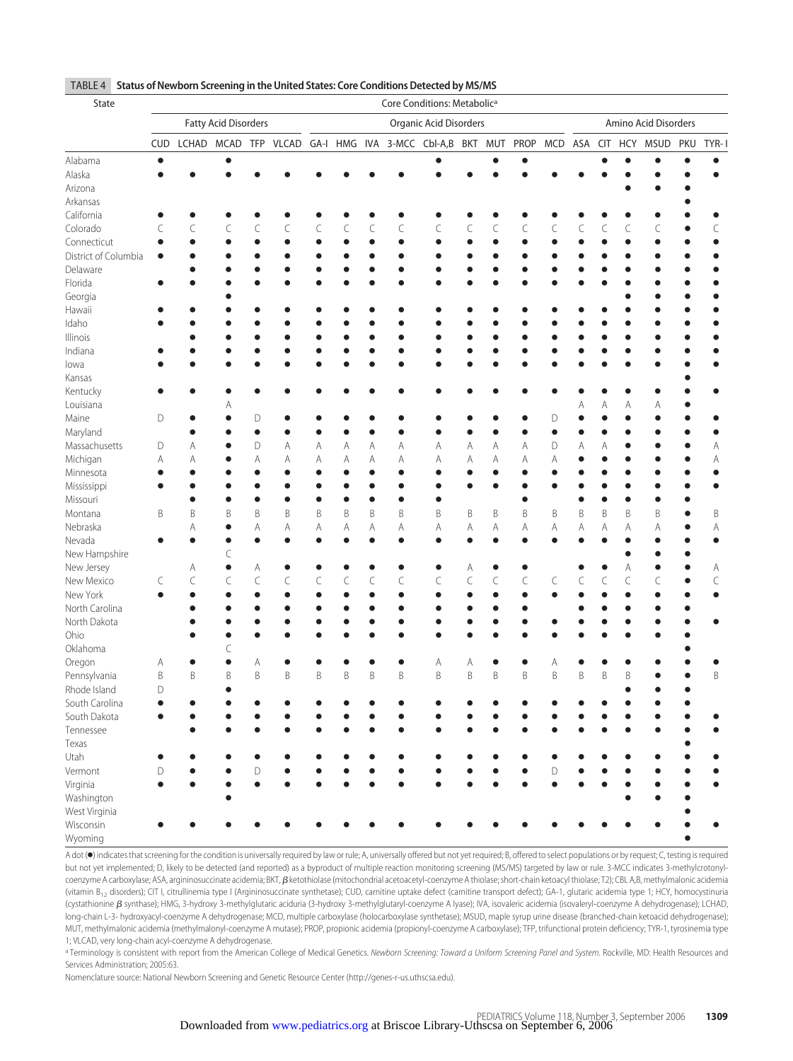**TABLE 4 Status of Newborn Screening in the United States: Core Conditions Detected by MS/MS**

| State | Core Conditions: Metabolic[a] | | | | | | | | | | | | | | | | | | | |
|---|---|---|---|---|---|---|---|---|---|---|---|---|---|---|---|---|---|---|---|---|
| | Fatty Acid Disorders | | | | | Organic Acid Disorders | | | | | | | | | Amino Acid Disorders | | | | | |
| | CUD | LCHAD | MCAD | TFP | VLCAD | GA-I | HMG | IVA | 3-MCC | Cbl-A,B | BKT | MUT | PROP | MCD | ASA | CIT | HCY | MSUD | PKU | TYR-I |
| Alabama | ● | | ● | | | | | | | ● | | ● | ● | | | ● | ● | ● | ● | ● |
| Alaska | ● | ● | ● | ● | ● | ● | ● | ● | ● | ● | ● | ● | ● | ● | ● | ● | ● | ● | ● | ● |
| Arizona | | | | | | | | | | | | | | | | | ● | ● | ● | |
| Arkansas | | | | | | | | | | | | | | | | | | | ● | |
| California | ● | ● | ● | ● | ● | ● | ● | ● | ● | ● | ● | ● | ● | ● | ● | ● | ● | ● | ● | ● |
| Colorado | C | C | C | C | C | C | C | C | C | C | C | C | C | C | C | C | C | C | ● | C |
| Connecticut | ● | ● | ● | ● | ● | ● | ● | ● | ● | ● | ● | ● | ● | ● | ● | ● | ● | ● | ● | ● |
| District of Columbia | ● | ● | ● | ● | ● | ● | ● | ● | ● | ● | ● | ● | ● | ● | ● | ● | ● | ● | ● | ● |
| Delaware | | ● | ● | ● | ● | ● | ● | ● | ● | ● | ● | ● | ● | ● | ● | ● | ● | ● | ● | ● |
| Florida | ● | ● | ● | ● | ● | ● | ● | ● | ● | ● | ● | ● | ● | ● | ● | ● | ● | ● | ● | ● |
| Georgia | | | ● | | | | | | | | | | | | | | ● | ● | ● | ● |
| Hawaii | ● | ● | ● | ● | ● | ● | ● | ● | ● | ● | ● | ● | ● | ● | ● | ● | ● | ● | ● | ● |
| Idaho | ● | ● | ● | ● | ● | ● | ● | ● | ● | ● | ● | ● | ● | ● | ● | ● | ● | ● | ● | ● |
| Illinois | | ● | ● | ● | ● | ● | ● | ● | ● | ● | ● | ● | ● | ● | ● | ● | ● | ● | ● | ● |
| Indiana | ● | ● | ● | ● | ● | ● | ● | ● | ● | ● | ● | ● | ● | ● | ● | ● | ● | ● | ● | ● |
| Iowa | ● | ● | ● | ● | ● | ● | ● | ● | ● | ● | ● | ● | ● | ● | ● | ● | ● | ● | ● | ● |
| Kansas | | | | | | | | | | | | | | | | | | | ● | |
| Kentucky | ● | ● | ● | ● | ● | ● | ● | ● | ● | ● | ● | ● | ● | ● | ● | ● | ● | ● | ● | ● |
| Louisiana | | | A | | | | | | | | | | | | A | A | A | A | ● | |
| Maine | D | ● | ● | D | ● | ● | ● | ● | ● | ● | ● | ● | ● | D | ● | ● | ● | ● | ● | ● |
| Maryland | | ● | ● | ● | ● | ● | ● | ● | ● | ● | ● | ● | ● | ● | ● | ● | ● | ● | ● | ● |
| Massachusetts | D | A | ● | D | A | A | A | A | A | A | A | A | A | D | A | A | ● | ● | ● | A |
| Michigan | A | A | ● | A | A | A | A | A | A | A | A | A | A | A | ● | ● | ● | ● | ● | A |
| Minnesota | ● | ● | ● | ● | ● | ● | ● | ● | ● | ● | ● | ● | ● | ● | ● | ● | ● | ● | ● | ● |
| Mississippi | ● | ● | ● | ● | ● | ● | ● | ● | ● | ● | ● | ● | ● | ● | ● | ● | ● | ● | ● | ● |
| Missouri | | ● | ● | ● | ● | ● | ● | ● | ● | ● | | | ● | | ● | ● | ● | ● | ● | |
| Montana | B | B | B | B | B | B | B | B | B | B | B | B | B | B | B | B | B | B | ● | B |
| Nebraska | | A | ● | A | A | A | A | A | A | A | A | A | A | A | A | A | A | A | ● | A |
| Nevada | ● | ● | ● | ● | ● | ● | ● | ● | ● | ● | ● | ● | ● | ● | ● | ● | ● | ● | ● | ● |
| New Hampshire | | | C | | | | | | | | | | | | | | ● | ● | ● | |
| New Jersey | | A | ● | A | ● | ● | ● | ● | ● | ● | A | ● | ● | | ● | ● | A | ● | ● | A |
| New Mexico | C | C | C | C | C | C | C | C | C | C | C | C | C | C | C | C | C | C | ● | C |
| New York | ● | ● | ● | ● | ● | ● | ● | ● | ● | ● | ● | ● | ● | ● | ● | ● | ● | ● | ● | ● |
| North Carolina | | ● | ● | ● | ● | ● | ● | ● | ● | ● | ● | ● | ● | | ● | ● | ● | ● | ● | |
| North Dakota | | ● | ● | ● | ● | ● | ● | ● | ● | ● | ● | ● | ● | ● | ● | ● | ● | ● | ● | ● |
| Ohio | | ● | ● | ● | ● | ● | ● | ● | ● | ● | ● | ● | ● | ● | ● | ● | ● | ● | ● | |
| Oklahoma | | | C | | | | | | | | | | | | | | | | ● | |
| Oregon | A | ● | ● | A | ● | ● | ● | ● | ● | A | A | ● | ● | A | ● | ● | ● | ● | ● | ● |
| Pennsylvania | B | B | B | B | B | B | B | B | B | B | B | B | B | B | B | B | B | ● | ● | B |
| Rhode Island | D | | ● | | | | | | | | | | | | | | ● | ● | ● | |
| South Carolina | ● | ● | ● | ● | ● | ● | ● | ● | ● | ● | ● | ● | ● | ● | ● | ● | ● | ● | ● | |
| South Dakota | ● | ● | ● | ● | ● | ● | ● | ● | ● | ● | ● | ● | ● | ● | ● | ● | ● | ● | ● | ● |
| Tennessee | | ● | ● | ● | ● | ● | ● | ● | ● | ● | ● | ● | ● | ● | ● | ● | ● | ● | ● | ● |
| Texas | | | | | | | | | | | | | | | | | | | ● | |
| Utah | ● | ● | ● | ● | ● | ● | ● | ● | ● | ● | ● | ● | ● | ● | ● | ● | ● | ● | ● | ● |
| Vermont | D | ● | ● | D | ● | ● | ● | ● | ● | ● | ● | ● | ● | D | ● | ● | ● | ● | ● | ● |
| Virginia | ● | ● | ● | ● | ● | ● | ● | ● | ● | ● | ● | ● | ● | ● | ● | ● | ● | ● | ● | ● |
| Washington | | | ● | | | | | | | | | | | | | | ● | ● | ● | |
| West Virginia | | | | | | | | | | | | | | | | | | | ● | |
| Wisconsin | ● | ● | ● | ● | ● | ● | ● | ● | ● | ● | ● | ● | ● | ● | ● | ● | ● | ● | ● | ● |
| Wyoming | | | | | | | | | | | | | | | | | | | ● | |

A dot (●) indicates that screening for the condition is universally required by law or rule; A, universally offered but not yet required; B, offered to select populations or by request; C, testing is required but not yet implemented; D, likely to be detected (and reported) as a byproduct of multiple reaction monitoring screening (MS/MS) targeted by law or rule. 3-MCC indicates 3-methylcrotonyl-coenzyme A carboxylase; ASA, argininosuccinate acidemia; BKT, β ketothiolase (mitochondrial acetoacetyl-coenzyme A thiolase; short-chain ketoacyl thiolase; T2); CBL A,B, methylmalonic acidemia (vitamin $B_{12}$ disorders); CIT I, citrullinemia type I (Argininosuccinate synthetase); CUD, carnitine uptake defect (carnitine transport defect); GA-1, glutaric acidemia type 1; HCY, homocystinuria (cystathionine β synthase); HMG, 3-hydroxy 3-methylglutaric aciduria (3-hydroxy 3-methylglutaryl-coenzyme A lyase); IVA, isovaleric acidemia (isovaleryl-coenzyme A dehydrogenase); LCHAD, long-chain L-3- hydroxyacyl-coenzyme A dehydrogenase; MCD, multiple carboxylase (holocarboxylase synthetase); MSUD, maple syrup urine disease (branched-chain ketoacid dehydrogenase); MUT, methylmalonic acidemia (methylmalonyl-coenzyme A mutase); PROP, propionic acidemia (propionyl-coenzyme A carboxylase); TFP, trifunctional protein deficiency; TYR-1, tyrosinemia type 1; VLCAD, very long-chain acyl-coenzyme A dehydrogenase.

[a] Terminology is consistent with report from the American College of Medical Genetics. *Newborn Screening: Toward a Uniform Screening Panel and System*. Rockville, MD: Health Resources and Services Administration; 2005:63.

Nomenclature source: National Newborn Screening and Genetic Resource Center (http://genes-r-us.uthscsa.edu).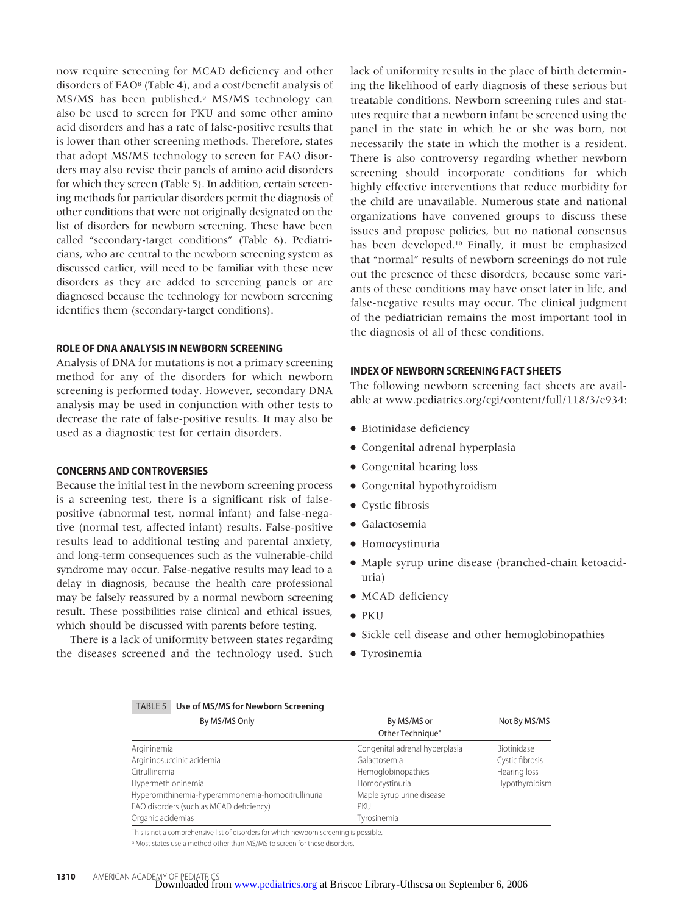now require screening for MCAD deficiency and other disorders of FAO[8] (Table 4), and a cost/benefit analysis of MS/MS has been published.[9] MS/MS technology can also be used to screen for PKU and some other amino acid disorders and has a rate of false-positive results that is lower than other screening methods. Therefore, states that adopt MS/MS technology to screen for FAO disorders may also revise their panels of amino acid disorders for which they screen (Table 5). In addition, certain screening methods for particular disorders permit the diagnosis of other conditions that were not originally designated on the list of disorders for newborn screening. These have been called "secondary-target conditions" (Table 6). Pediatricians, who are central to the newborn screening system as discussed earlier, will need to be familiar with these new disorders as they are added to screening panels or are diagnosed because the technology for newborn screening identifies them (secondary-target conditions).

## ROLE OF DNA ANALYSIS IN NEWBORN SCREENING

Analysis of DNA for mutations is not a primary screening method for any of the disorders for which newborn screening is performed today. However, secondary DNA analysis may be used in conjunction with other tests to decrease the rate of false-positive results. It may also be used as a diagnostic test for certain disorders.

## CONCERNS AND CONTROVERSIES

Because the initial test in the newborn screening process is a screening test, there is a significant risk of false-positive (abnormal test, normal infant) and false-negative (normal test, affected infant) results. False-positive results lead to additional testing and parental anxiety, and long-term consequences such as the vulnerable-child syndrome may occur. False-negative results may lead to a delay in diagnosis, because the health care professional may be falsely reassured by a normal newborn screening result. These possibilities raise clinical and ethical issues, which should be discussed with parents before testing.

There is a lack of uniformity between states regarding the diseases screened and the technology used. Such lack of uniformity results in the place of birth determining the likelihood of early diagnosis of these serious but treatable conditions. Newborn screening rules and statutes require that a newborn infant be screened using the panel in the state in which he or she was born, not necessarily the state in which the mother is a resident. There is also controversy regarding whether newborn screening should incorporate conditions for which highly effective interventions that reduce morbidity for the child are unavailable. Numerous state and national organizations have convened groups to discuss these issues and propose policies, but no national consensus has been developed.[10] Finally, it must be emphasized that "normal" results of newborn screenings do not rule out the presence of these disorders, because some variants of these conditions may have onset later in life, and false-negative results may occur. The clinical judgment of the pediatrician remains the most important tool in the diagnosis of all of these conditions.

## INDEX OF NEWBORN SCREENING FACT SHEETS

The following newborn screening fact sheets are available at www.pediatrics.org/cgi/content/full/118/3/e934:

- Biotinidase deficiency
- Congenital adrenal hyperplasia
- Congenital hearing loss
- Congenital hypothyroidism
- Cystic fibrosis
- Galactosemia
- Homocystinuria
- Maple syrup urine disease (branched-chain ketoaciduria)
- MCAD deficiency
- PKU
- Sickle cell disease and other hemoglobinopathies
- Tyrosinemia

TABLE 5 Use of MS/MS for Newborn Screening

| By MS/MS Only | By MS/MS or Other Technique[a] | Not By MS/MS |
|---|---|---|
| Argininemia | Congenital adrenal hyperplasia | Biotinidase |
| Argininosuccinic acidemia | Galactosemia | Cystic fibrosis |
| Citrullinemia | Hemoglobinopathies | Hearing loss |
| Hypermethioninemia | Homocystinuria | Hypothyroidism |
| Hyperornithinemia-hyperammonemia-homocitrullinuria | Maple syrup urine disease | |
| FAO disorders (such as MCAD deficiency) | PKU | |
| Organic acidemias | Tyrosinemia | |

This is not a comprehensive list of disorders for which newborn screening is possible.

[a] Most states use a method other than MS/MS to screen for these disorders.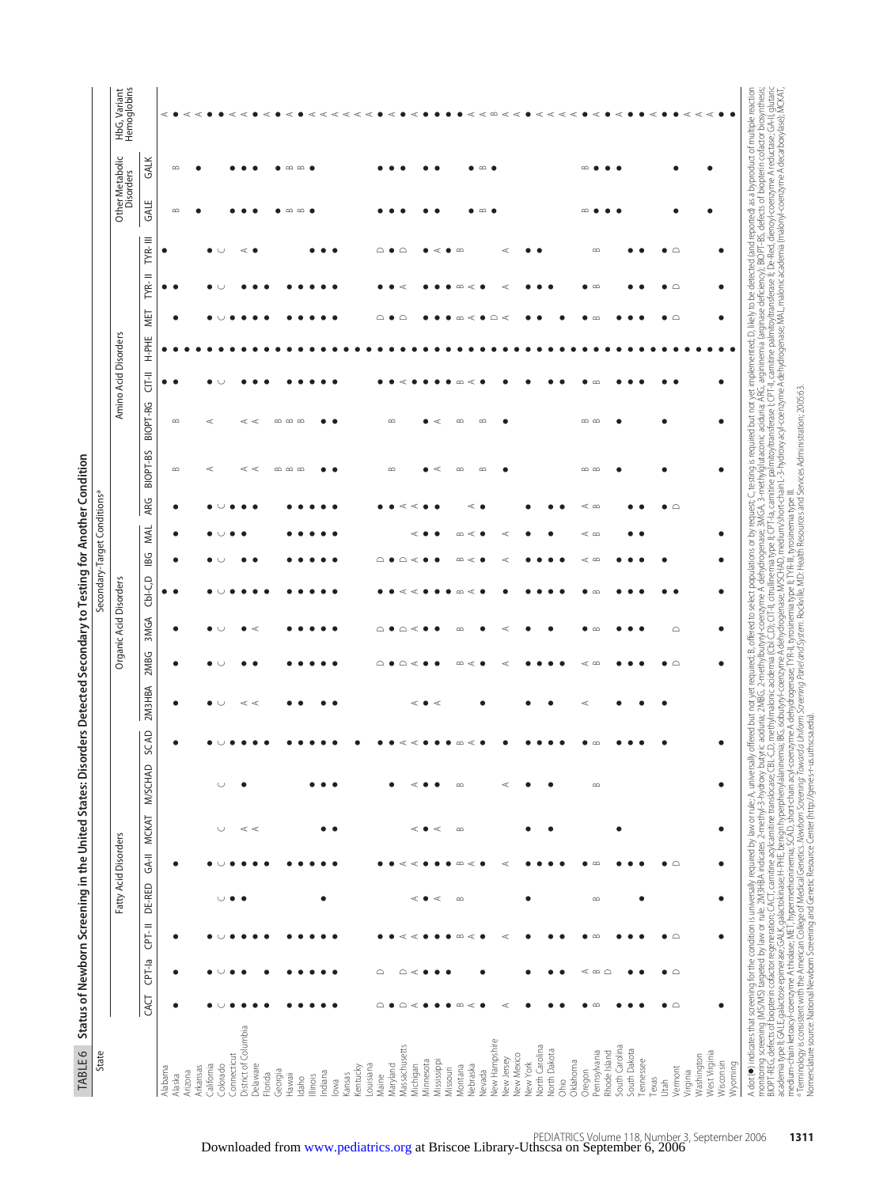**TABLE 6 Status of Newborn Screening in the United States: Disorders Detected Secondary to Testing for Another Condition**

| State | Secondary-Target Conditions[a] | | | | | | | | | | | | | | | | | | | | | | | | |
|---|---|---|---|---|---|---|---|---|---|---|---|---|---|---|---|---|---|---|---|---|---|---|---|---|---|
| | Fatty Acid Disorders | | | | | | | | Organic Acid Disorders | | | | | | Amino Acid Disorders | | | | | | | | Other Metabolic Disorders | | HbG, Variant Hemoglobins |
| | CACT | CPT-Ia | CPT-II | DE-RED | GA-II | MCKAT | M/SCHAD | SCAD | 2M3HBA | 2MBG | 3MGA | Cbl-C,D | IBG | MAL | ARG | BIOPT-BS | BIOPT-RG | CIT-II | H-PHE | MET | TYR-II | TYR-III | GALE | GALK | |
| Alabama | ● | ● | ● | | ● | | | ● | ● | ● | ● | ● | ● | ● | ● | B | B | ● | ● | ● | ● | ● | B | B | A |
| Alaska | | | | | | | | | | | | ● | | | | | | ● | ● | | ● | | | | ● |
| Arizona | | | | | | | | | | | | | | | | | | | ● | | | | | | A |
| Arkansas | | | | | | | | | | | | | | | | | | | ● | ● | | | ● | ● | A |
| California | ● | ● | ● | | ● | | | ● | ● | ● | ● | ● | ● | ● | ● | A | A | ● | ● | ● | ● | ● | | | ● |
| Colorado | C | C | C | C | C | C | C | C | C | C | C | C | C | C | C | | | C | ● | C | C | C | | | ● |
| Connecticut | ● | ● | ● | ● | ● | | | ● | | | | ● | | | ● | | | | ● | ● | | | ● | ● | A |
| District of Columbia | ● | ● | ● | ● | ● | A | ● | ● | A | ● | ● | ● | ● | ● | ● | A | A | ● | ● | ● | ● | A | ● | ● | A |
| Delaware | ● | | ● | | ● | A | | ● | A | ● | A | ● | ● | | ● | A | A | ● | ● | ● | ● | ● | ● | ● | ● |
| Florida | ● | ● | ● | | ● | | | ● | | | | ● | | | ● | | | ● | ● | ● | ● | | | | A |
| Georgia | | | | | | | | | | | | | | | | B | B | | ● | | | | ● | ● | ● |
| Hawaii | ● | ● | ● | | ● | | | ● | ● | ● | ● | ● | ● | ● | ● | B | B | ● | ● | ● | ● | | B | B | A |
| Idaho | ● | ● | ● | | ● | | | ● | ● | ● | ● | ● | ● | ● | ● | B | B | ● | ● | ● | ● | | B | B | ● |
| Illinois | ● | ● | ● | | ● | | ● | ● | | ● | ● | ● | ● | ● | ● | B | B | ● | ● | ● | ● | | ● | ● | A |
| Indiana | ● | ● | ● | ● | ● | ● | ● | ● | ● | ● | ● | ● | ● | ● | ● | ● | ● | ● | ● | ● | ● | ● | | | A |
| Iowa | ● | ● | ● | | ● | ● | ● | ● | ● | ● | ● | ● | ● | ● | ● | ● | ● | ● | ● | ● | ● | ● | | | A |
| Kansas | | | | | | | | | | | | | | | | | | | ● | | | | | | A |
| Kentucky | | | | | | | | ● | | | | | | | | | | | ● | | | | | | A |
| Louisiana | | | | | | | | | | | | | | | | | | | ● | | | | | | ● |
| Maine | D | D | ● | | ● | | | ● | | D | D | ● | D | D | ● | | | ● | ● | D | ● | D | ● | ● | ● |
| Maryland | ● | | ● | | ● | | ● | ● | | ● | ● | ● | ● | | ● | B | B | ● | ● | ● | ● | ● | ● | ● | A |
| Massachusetts | D | D | A | | A | | | A | | D | D | A | D | | A | | | A | ● | D | A | D | ● | ● | ● |
| Michigan | A | A | A | A | A | A | A | A | A | A | A | A | A | A | A | | | ● | ● | | | | | | A |
| Minnesota | ● | ● | ● | ● | ● | ● | ● | ● | ● | ● | ● | ● | ● | ● | ● | ● | ● | ● | ● | ● | ● | ● | ● | ● | ● |
| Mississippi | ● | ● | ● | A | ● | A | ● | ● | A | ● | ● | ● | ● | ● | ● | A | A | ● | ● | ● | ● | A | ● | ● | ● |
| Missouri | ● | ● | ● | | ● | | | ● | | | | ● | | | | | | ● | ● | ● | ● | ● | | | ● |
| Montana | B | | B | B | B | B | B | B | | B | B | B | B | B | | B | B | B | ● | B | B | B | | | ● |
| Nebraska | A | | A | | A | | | A | | A | | A | A | A | A | | | A | ● | A | A | | ● | ● | A |
| Nevada | ● | ● | ● | | ● | | | ● | ● | ● | ● | ● | ● | ● | ● | B | B | ● | ● | ● | ● | | B | B | A |
| New Hampshire | | | | | | | | | | | | | | | | | | | ● | D | | | ● | ● | B |
| New Jersey | A | | A | | A | | A | | | A | A | ● | A | A | | ● | ● | ● | ● | A | A | A | | | A |
| New Mexico | | | | | | | | | | | | | | | | | | | ● | | | | | | A |
| New York | ● | ● | ● | ● | ● | ● | ● | ● | ● | ● | ● | ● | ● | ● | ● | | | ● | ● | ● | ● | ● | | | ● |
| North Carolina | | | | | ● | | | ● | | ● | | ● | ● | | | | | | ● | ● | ● | ● | | | A |
| North Dakota | ● | ● | ● | | ● | ● | ● | ● | ● | ● | ● | ● | ● | ● | ● | | | ● | ● | | ● | | | | A |
| Ohio | ● | ● | ● | | ● | | | ● | | ● | | ● | ● | | ● | | | ● | ● | ● | | | | | A |
| Oklahoma | | | | | | | | | | | | | | | | | | | ● | | | | | | A |
| Oregon | ● | A | ● | | ● | | | ● | A | A | ● | ● | A | A | A | B | B | ● | ● | ● | ● | | B | B | ● |
| Pennsylvania | B | B | B | B | B | | B | B | | B | B | B | B | B | B | B | B | B | ● | B | B | B | ● | ● | A |
| Rhode Island | | D | | | | | | | | | | | | | | | | | ● | | | | ● | ● | ● |
| South Carolina | ● | ● | ● | | ● | ● | | ● | ● | ● | ● | ● | ● | | | ● | ● | ● | ● | ● | | | ● | ● | ● |
| South Dakota | ● | ● | ● | | ● | | | ● | | ● | ● | ● | ● | ● | ● | | | ● | ● | ● | ● | ● | | | A |
| Tennessee | ● | | ● | ● | ● | | | ● | ● | ● | ● | ● | ● | ● | ● | | | ● | ● | ● | ● | ● | | | ● |
| Texas | | | | | | | | | | | | | | | | | | | ● | | | | | | ● |
| Utah | D | ● | ● | | ● | | | ● | ● | ● | | ● | ● | | ● | ● | ● | ● | ● | ● | ● | ● | | | A |
| Vermont | D | D | D | | D | | | | | D | D | ● | | | D | | | ● | ● | D | D | D | ● | ● | ● |
| Virginia | | | | | | | | | | | | | | | | | | | ● | | | | | | A |
| Washington | | | | | | | | | | | | | | | | | | | ● | | | | | | A |
| West Virginia | | | | | | | | | | | | | | | | | | | ● | | | | ● | ● | A |
| Wisconsin | ● | ● | ● | ● | ● | ● | ● | ● | | ● | ● | ● | ● | ● | ● | ● | ● | ● | ● | ● | ● | ● | | | ● |
| Wyoming | | | | | | | | | | | | | | | | | | | ● | | | | | | ● |

A dot (●) indicates that screening for the condition is universally required by law or rule; A, universally offered but not yet required; B, offered to select populations or by request; C, testing is required but not yet implemented; D, likely to be detected (and reported) as a byproduct of multiple reaction monitoring screening (MS/MS) targeted by law or rule. 2M3HBA indicates 2-methyl-3-hydroxy butyric aciduria; 2MBG, 2-methylbutyryl-coenzyme A dehydrogenase; 3MGA, 3-methylglutaconic aciduria; ARG, argininemia (arginase deficiency); BIOPT-BS, defects of biopterin cofactor biosynthesis; BIOPT-REG, defects of biopterin cofactor regeneration; CACT, carnitine acylcarnitine translocase; CBL-C,D, methylmalonic acidemia (Cbl C,D); CIT-II, citrullinemia type II; CPT-Ia, carnitine palmitoyltransferase I; CPT-II, carnitine palmitoyltransferase II; De-Red, dienoyl-coenzyme A reductase; GA-II, glutaric academia type II; GALE, galactose epimerase; GALK, galactokinase; H-PHE, benign hyperphenylalaninemia; IBG, isobutyryl-coenzyme A dehydrogenase; M/SCHAD, medium/short-chain L-3-hydroxy acyl-coenzyme A dehydrogenase; MAL, malonic academia (malonyl-coenzyme A decarboxylase); MCKAT, medium-chain ketoacyl-coenzyme A thiolase; MET, hypermethioninemia; SCAD, short-chain acyl-coenzyme A dehydrogenase; TYR-II, tyrosinemia type II; TYR-III, tyrosinemia type III.

[a] Terminology is consistent with the American College of Medical Genetics. *Newborn Screening: Toward a Uniform Screening Panel and System*. Rockville, MD: Health Resources and Services Administration; 2005:63.

Nomenclature source: National Newborn Screening and Genetic Resource Center (http://genes-r-us.uthscsa.edu).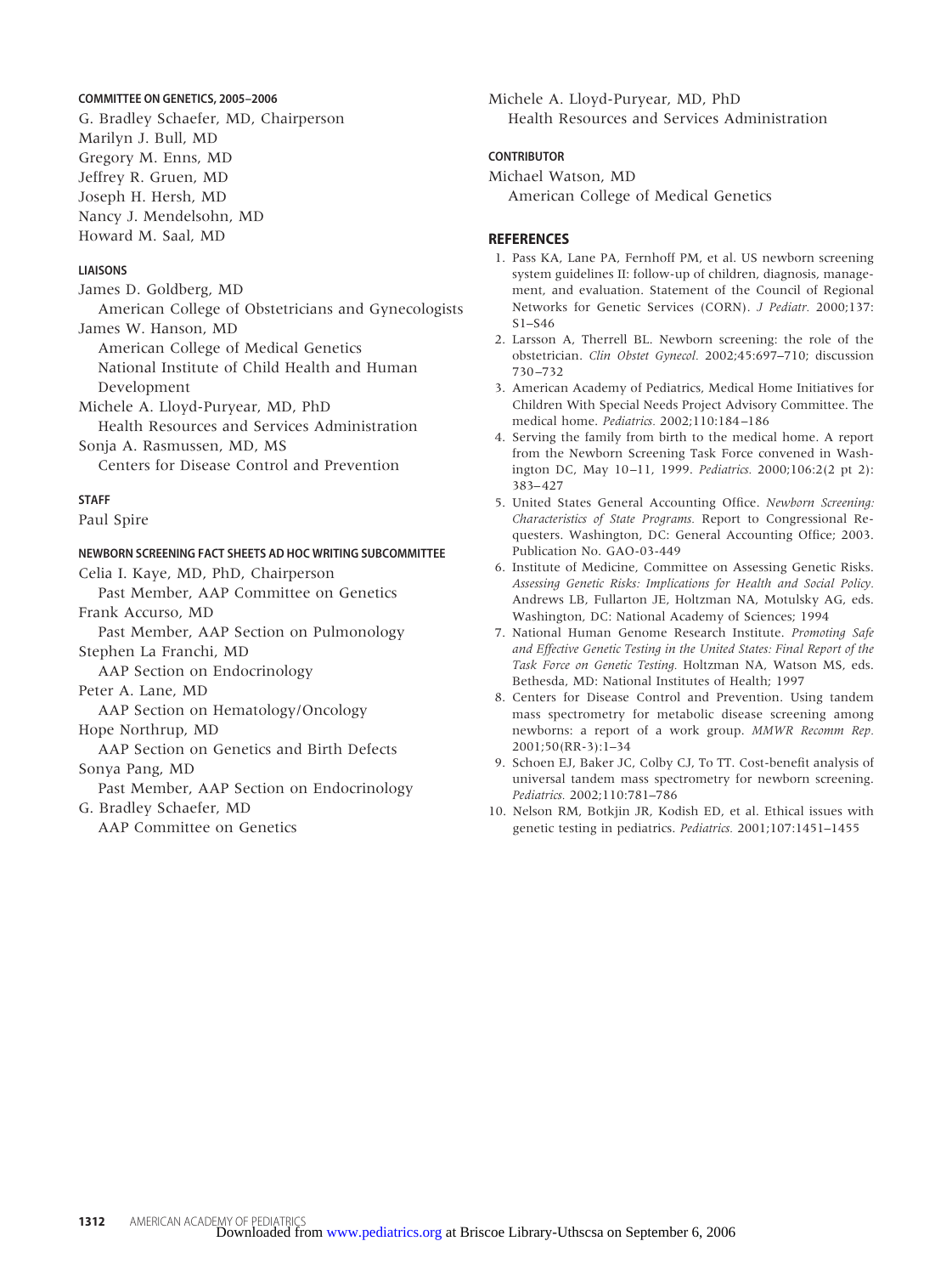#### COMMITTEE ON GENETICS, 2005–2006

G. Bradley Schaefer, MD, Chairperson
Marilyn J. Bull, MD
Gregory M. Enns, MD
Jeffrey R. Gruen, MD
Joseph H. Hersh, MD
Nancy J. Mendelsohn, MD
Howard M. Saal, MD

#### LIAISONS

James D. Goldberg, MD
American College of Obstetricians and Gynecologists
James W. Hanson, MD
American College of Medical Genetics
National Institute of Child Health and Human Development
Michele A. Lloyd-Puryear, MD, PhD
Health Resources and Services Administration
Sonja A. Rasmussen, MD, MS
Centers for Disease Control and Prevention

#### STAFF

Paul Spire

#### NEWBORN SCREENING FACT SHEETS AD HOC WRITING SUBCOMMITTEE

Celia I. Kaye, MD, PhD, Chairperson
Past Member, AAP Committee on Genetics
Frank Accurso, MD
Past Member, AAP Section on Pulmonology
Stephen La Franchi, MD
AAP Section on Endocrinology
Peter A. Lane, MD
AAP Section on Hematology/Oncology
Hope Northrup, MD
AAP Section on Genetics and Birth Defects
Sonya Pang, MD
Past Member, AAP Section on Endocrinology
G. Bradley Schaefer, MD
AAP Committee on Genetics
Michele A. Lloyd-Puryear, MD, PhD
Health Resources and Services Administration

#### CONTRIBUTOR

Michael Watson, MD
American College of Medical Genetics

## REFERENCES

1. Pass KA, Lane PA, Fernhoff PM, et al. US newborn screening system guidelines II: follow-up of children, diagnosis, management, and evaluation. Statement of the Council of Regional Networks for Genetic Services (CORN). *J Pediatr.* 2000;137:S1–S46
2. Larsson A, Therrell BL. Newborn screening: the role of the obstetrician. *Clin Obstet Gynecol.* 2002;45:697–710; discussion 730–732
3. American Academy of Pediatrics, Medical Home Initiatives for Children With Special Needs Project Advisory Committee. The medical home. *Pediatrics.* 2002;110:184–186
4. Serving the family from birth to the medical home. A report from the Newborn Screening Task Force convened in Washington DC, May 10–11, 1999. *Pediatrics.* 2000;106:2(2 pt 2):383–427
5. United States General Accounting Office. *Newborn Screening: Characteristics of State Programs.* Report to Congressional Requesters. Washington, DC: General Accounting Office; 2003. Publication No. GAO-03-449
6. Institute of Medicine, Committee on Assessing Genetic Risks. *Assessing Genetic Risks: Implications for Health and Social Policy.* Andrews LB, Fullarton JE, Holtzman NA, Motulsky AG, eds. Washington, DC: National Academy of Sciences; 1994
7. National Human Genome Research Institute. *Promoting Safe and Effective Genetic Testing in the United States: Final Report of the Task Force on Genetic Testing.* Holtzman NA, Watson MS, eds. Bethesda, MD: National Institutes of Health; 1997
8. Centers for Disease Control and Prevention. Using tandem mass spectrometry for metabolic disease screening among newborns: a report of a work group. *MMWR Recomm Rep.* 2001;50(RR-3):1–34
9. Schoen EJ, Baker JC, Colby CJ, To TT. Cost-benefit analysis of universal tandem mass spectrometry for newborn screening. *Pediatrics.* 2002;110:781–786
10. Nelson RM, Botkjin JR, Kodish ED, et al. Ethical issues with genetic testing in pediatrics. *Pediatrics.* 2001;107:1451–1455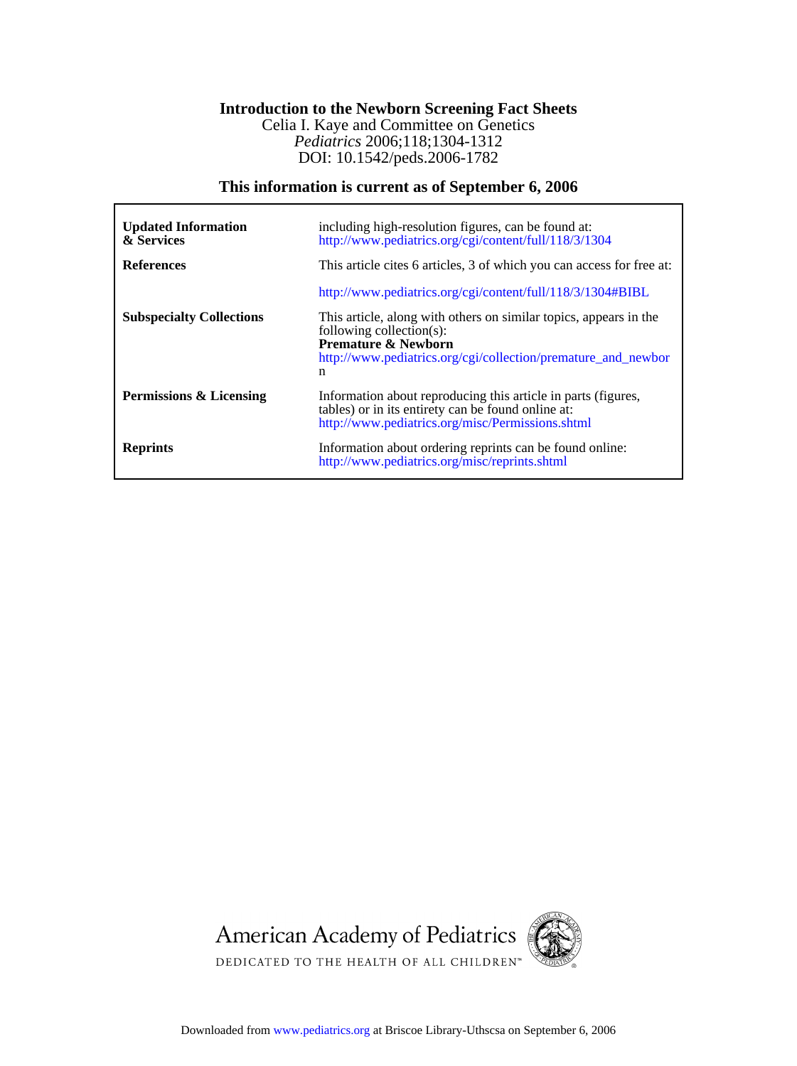**Introduction to the Newborn Screening Fact Sheets**
Celia I. Kaye and Committee on Genetics
*Pediatrics* 2006;118;1304-1312
DOI: 10.1542/peds.2006-1782

**This information is current as of September 6, 2006**

| | |
|---|---|
| **Updated Information & Services** | including high-resolution figures, can be found at: http://www.pediatrics.org/cgi/content/full/118/3/1304 |
| **References** | This article cites 6 articles, 3 of which you can access for free at: http://www.pediatrics.org/cgi/content/full/118/3/1304#BIBL |
| **Subspecialty Collections** | This article, along with others on similar topics, appears in the following collection(s): **Premature & Newborn** http://www.pediatrics.org/cgi/collection/premature_and_newborn |
| **Permissions & Licensing** | Information about reproducing this article in parts (figures, tables) or in its entirety can be found online at: http://www.pediatrics.org/misc/Permissions.shtml |
| **Reprints** | Information about ordering reprints can be found online: http://www.pediatrics.org/misc/reprints.shtml |

American Academy of Pediatrics
DEDICATED TO THE HEALTH OF ALL CHILDREN™

Downloaded from www.pediatrics.org at Briscoe Library-Uthscsa on September 6, 2006